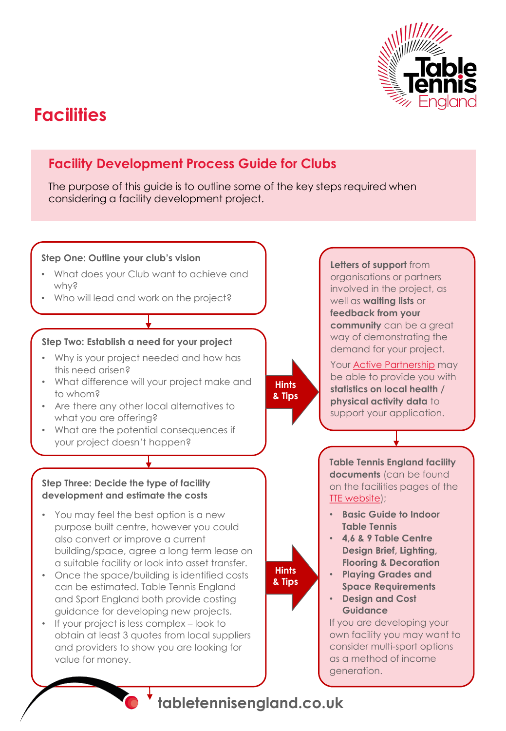# Facilities

## Facility Development Process Guide for Clubs

The purpose of this guide is to outline some of the key steps required when considering a facility development project.

### Step One: Outline your club's vision

- What does your Club want to achieve and why?
- Who will lead and work on the project?

### Step Two: Establish a need for your project

- Why is your project needed and how has this need arisen?
- What difference will your project make and to whom?
- Are there any other local alternatives to what you are offering?
- What are the potential consequences if your project doesn't happen?

**Hints & Tips**

**Letters of support** from organisations or partners involved in the project, as well as **waiting lists** or **feedback from your community** can be a great way of demonstrating the demand for your project.

Your Active Partnership may be able to provide you with **statistics on local health / physical activity data** to support your application.

### Step Three: Decide the type of facility development and estimate the costs

- You may feel the best option is a new purpose built centre, however you could also convert or improve a current building/space, agree a long term lease on a suitable facility or look into asset transfer.
- Once the space/building is identified costs can be estimated. Table Tennis England and Sport England both provide costing guidance for developing new projects.
- If your project is less complex – look to obtain at least 3 quotes from local suppliers and providers to show you are looking for value for money.

**Hints & Tips**

**Table Tennis England facility documents** (can be found on the facilities pages of the TTE website);

- **Basic Guide to Indoor Table Tennis**
- **4,6 & 9 Table Centre Design Brief, Lighting, Flooring & Decoration**
- **Playing Grades and Space Requirements**
- **Design and Cost Guidance**

If you are developing your own facility you may want to consider multi-sport options as a method of income generation.

tabletennisengland.co.uk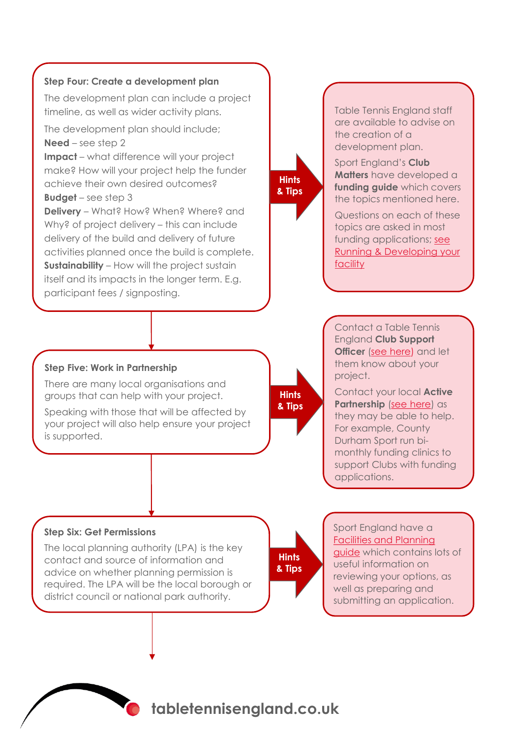### Step Four: Create a development plan

The development plan can include a project timeline, as well as wider activity plans.

The development plan should include;

**Need** – see step 2

**Impact** – what difference will your project make? How will your project help the funder achieve their own desired outcomes?

**Budget** – see step 3

**Delivery** – What? How? When? Where? and Why? of project delivery – this can include delivery of the build and delivery of future activities planned once the build is complete.

**Sustainability** – How will the project sustain itself and its impacts in the longer term. E.g. participant fees / signposting.

**Hints & Tips**

Table Tennis England staff are available to advise on the creation of a development plan.

Sport England's **Club Matters** have developed a **funding guide** which covers the topics mentioned here.

Questions on each of these topics are asked in most funding applications; see Running & Developing your facility

### Step Five: Work in Partnership

There are many local organisations and groups that can help with your project.

Speaking with those that will be affected by your project will also help ensure your project is supported.

**Hints & Tips**

Contact a Table Tennis England **Club Support Officer** (see here) and let them know about your project.

Contact your local **Active Partnership** (see here) as they may be able to help. For example, County Durham Sport run bi-monthly funding clinics to support Clubs with funding applications.

### Step Six: Get Permissions

The local planning authority (LPA) is the key contact and source of information and advice on whether planning permission is required. The LPA will be the local borough or district council or national park authority.

**Hints & Tips**

Sport England have a Facilities and Planning guide which contains lots of useful information on reviewing your options, as well as preparing and submitting an application.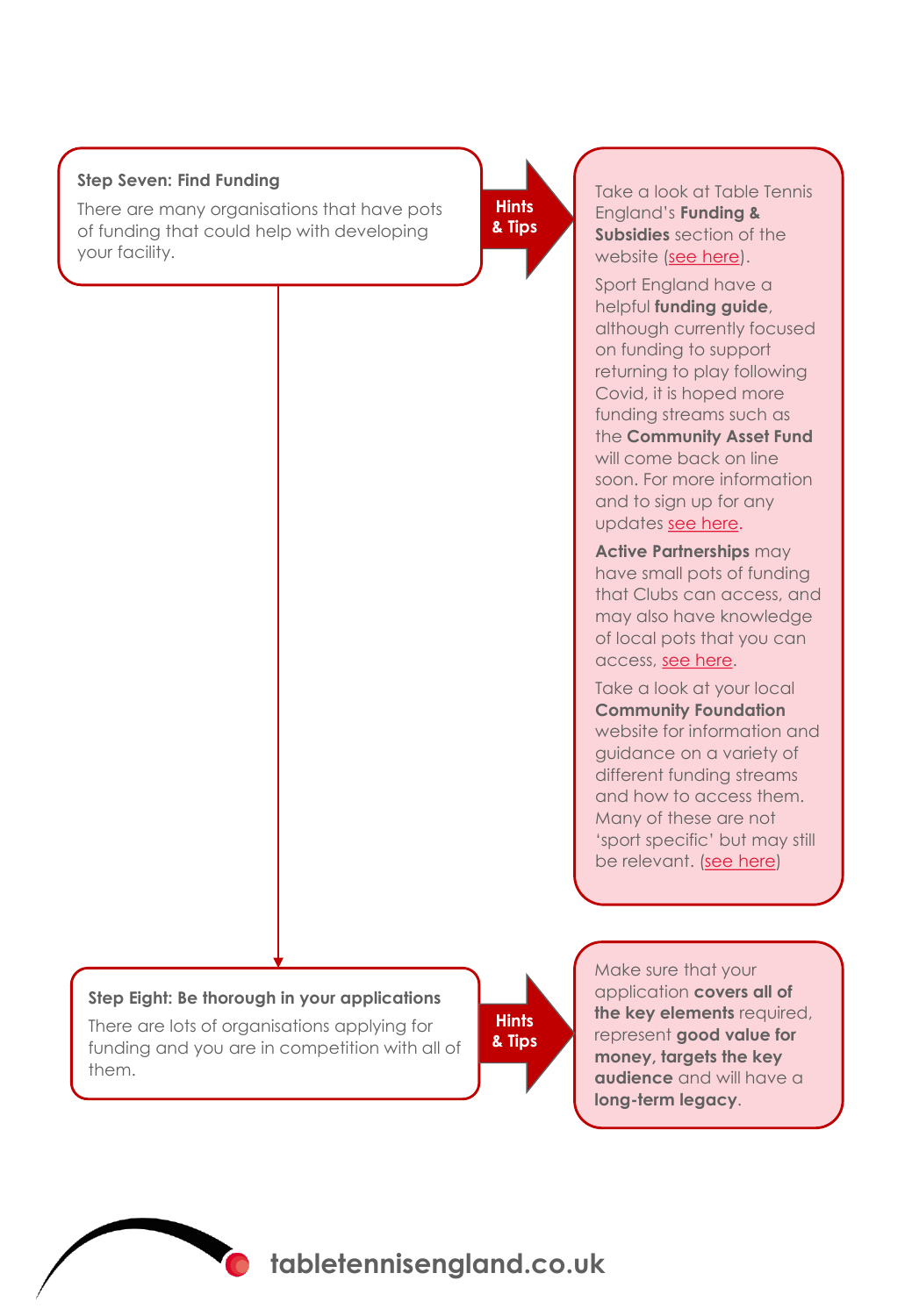### Step Seven: Find Funding

There are many organisations that have pots of funding that could help with developing your facility.

**Hints & Tips**

Take a look at Table Tennis England's **Funding & Subsidies** section of the website (see here).

Sport England have a helpful **funding guide**, although currently focused on funding to support returning to play following Covid, it is hoped more funding streams such as the **Community Asset Fund** will come back on line soon. For more information and to sign up for any updates see here.

**Active Partnerships** may have small pots of funding that Clubs can access, and may also have knowledge of local pots that you can access, see here.

Take a look at your local **Community Foundation** website for information and guidance on a variety of different funding streams and how to access them. Many of these are not 'sport specific' but may still be relevant. (see here)

### Step Eight: Be thorough in your applications

There are lots of organisations applying for funding and you are in competition with all of them.

**Hints & Tips**

Make sure that your application **covers all of the key elements** required, represent **good value for money, targets the key audience** and will have a **long-term legacy**.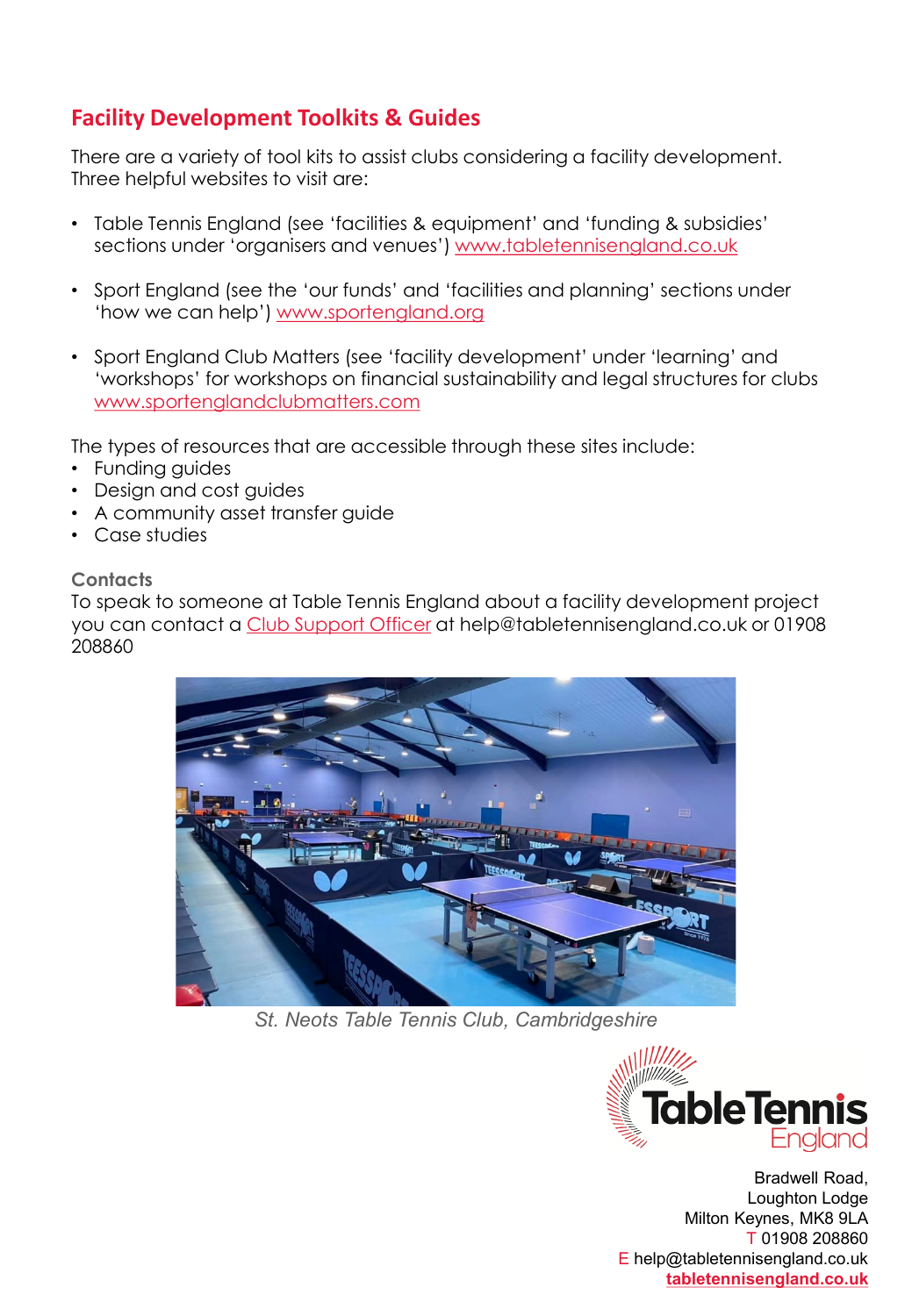## Facility Development Toolkits & Guides

There are a variety of tool kits to assist clubs considering a facility development. Three helpful websites to visit are:

- Table Tennis England (see 'facilities & equipment' and 'funding & subsidies' sections under 'organisers and venues') www.tabletennisengland.co.uk
- Sport England (see the 'our funds' and 'facilities and planning' sections under 'how we can help') www.sportengland.org
- Sport England Club Matters (see 'facility development' under 'learning' and 'workshops' for workshops on financial sustainability and legal structures for clubs www.sportenglandclubmatters.com

The types of resources that are accessible through these sites include:

- Funding guides
- Design and cost guides
- A community asset transfer guide
- Case studies

**Contacts**

To speak to someone at Table Tennis England about a facility development project you can contact a Club Support Officer at help@tabletennisengland.co.uk or 01908 208860

*St. Neots Table Tennis Club, Cambridgeshire*

Table Tennis England

Bradwell Road,
Loughton Lodge
Milton Keynes, MK8 9LA
T 01908 208860
E help@tabletennisengland.co.uk
**tabletennisengland.co.uk**